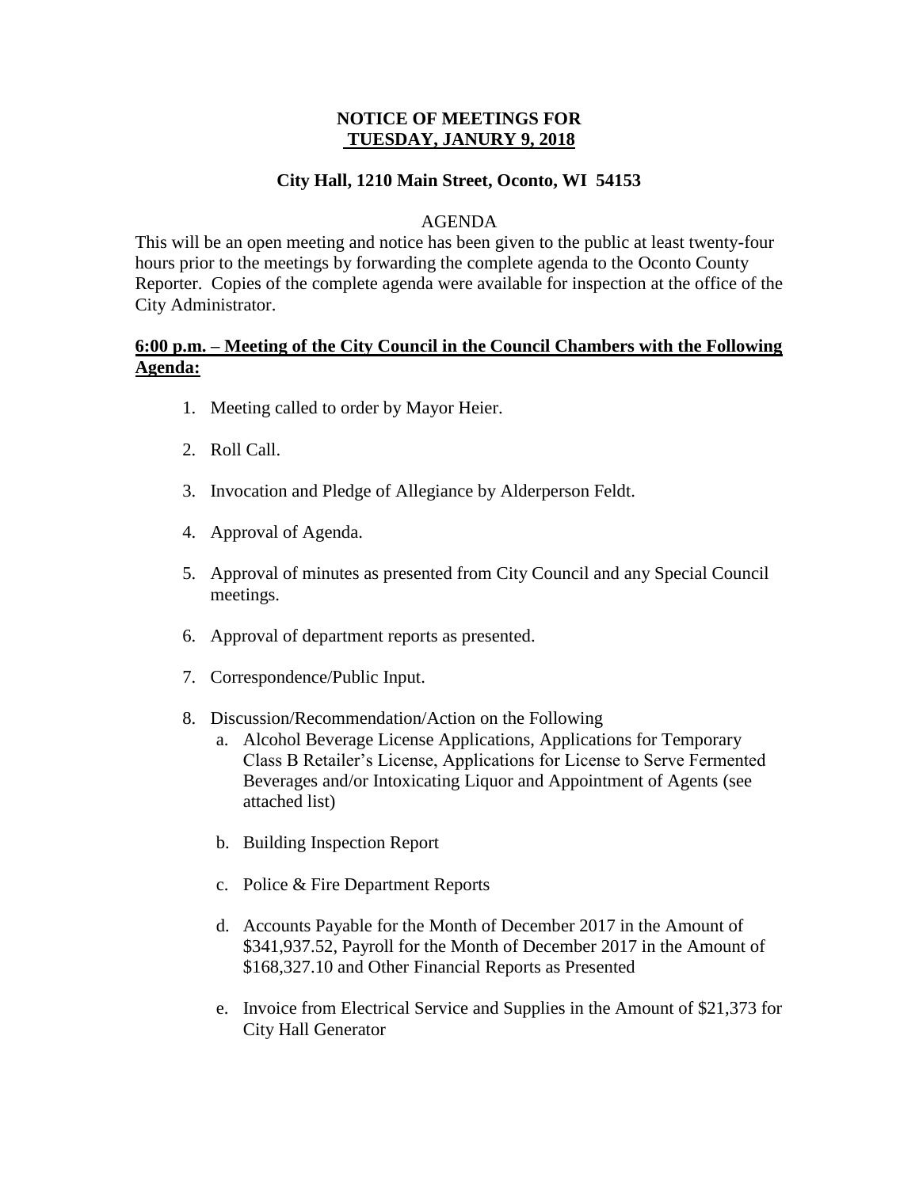# NOTICE OF MEETINGS FOR TUESDAY, JANURY 9, 2018

## City Hall, 1210 Main Street, Oconto, WI 54153

AGENDA

This will be an open meeting and notice has been given to the public at least twenty-four hours prior to the meetings by forwarding the complete agenda to the Oconto County Reporter. Copies of the complete agenda were available for inspection at the office of the City Administrator.

**6:00 p.m. – Meeting of the City Council in the Council Chambers with the Following Agenda:**

1. Meeting called to order by Mayor Heier.
2. Roll Call.
3. Invocation and Pledge of Allegiance by Alderperson Feldt.
4. Approval of Agenda.
5. Approval of minutes as presented from City Council and any Special Council meetings.
6. Approval of department reports as presented.
7. Correspondence/Public Input.
8. Discussion/Recommendation/Action on the Following
   a. Alcohol Beverage License Applications, Applications for Temporary Class B Retailer's License, Applications for License to Serve Fermented Beverages and/or Intoxicating Liquor and Appointment of Agents (see attached list)

   b. Building Inspection Report

   c. Police & Fire Department Reports

   d. Accounts Payable for the Month of December 2017 in the Amount of $341,937.52, Payroll for the Month of December 2017 in the Amount of $168,327.10 and Other Financial Reports as Presented

   e. Invoice from Electrical Service and Supplies in the Amount of $21,373 for City Hall Generator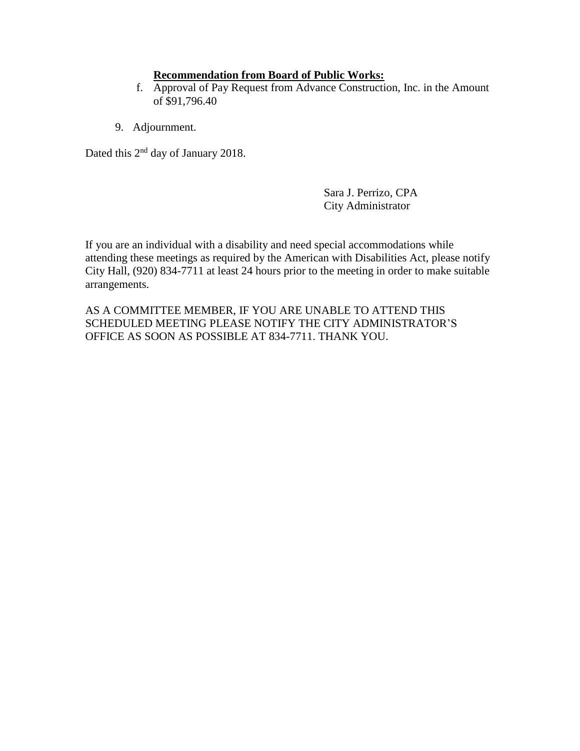**Recommendation from Board of Public Works:**

f. Approval of Pay Request from Advance Construction, Inc. in the Amount of $91,796.40

9. Adjournment.

Dated this 2nd day of January 2018.

Sara J. Perrizo, CPA
City Administrator

If you are an individual with a disability and need special accommodations while attending these meetings as required by the American with Disabilities Act, please notify City Hall, (920) 834-7711 at least 24 hours prior to the meeting in order to make suitable arrangements.

AS A COMMITTEE MEMBER, IF YOU ARE UNABLE TO ATTEND THIS SCHEDULED MEETING PLEASE NOTIFY THE CITY ADMINISTRATOR'S OFFICE AS SOON AS POSSIBLE AT 834-7711. THANK YOU.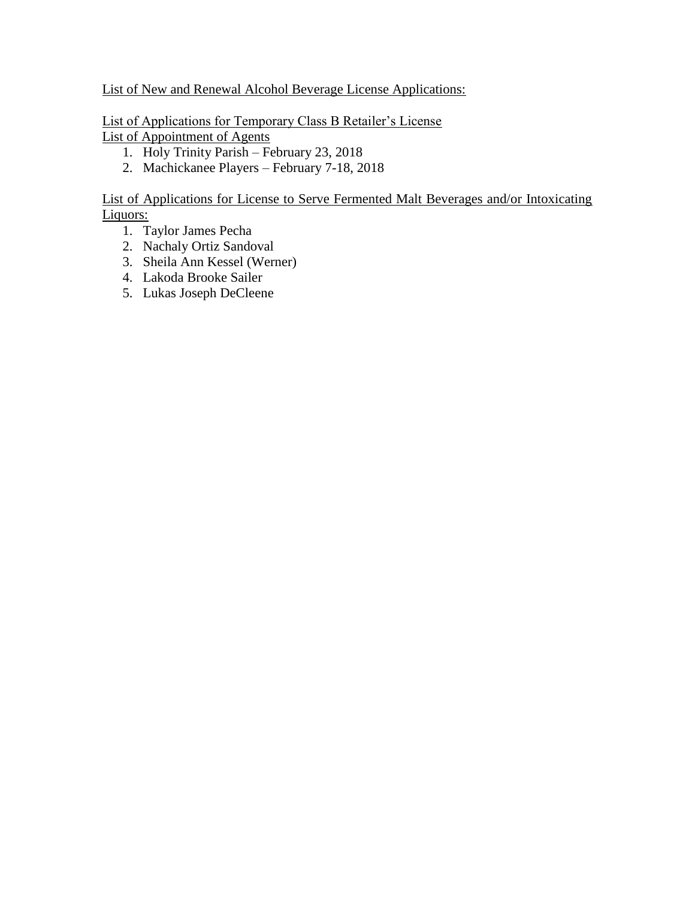List of New and Renewal Alcohol Beverage License Applications:

List of Applications for Temporary Class B Retailer's License
List of Appointment of Agents

1. Holy Trinity Parish – February 23, 2018
2. Machickanee Players – February 7-18, 2018

List of Applications for License to Serve Fermented Malt Beverages and/or Intoxicating Liquors:

1. Taylor James Pecha
2. Nachaly Ortiz Sandoval
3. Sheila Ann Kessel (Werner)
4. Lakoda Brooke Sailer
5. Lukas Joseph DeCleene